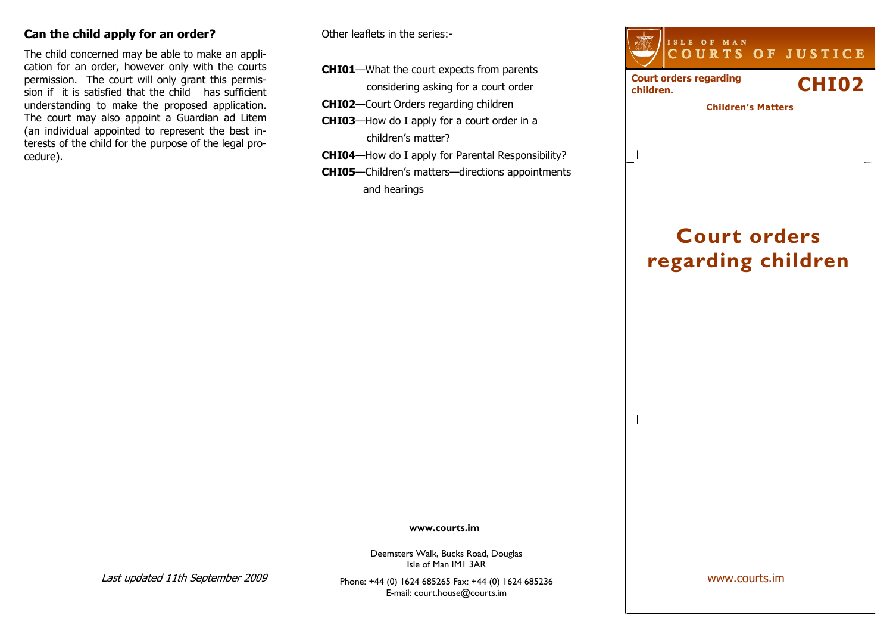## Can the child apply for an order?

The child concerned may be able to make an application for an order, however only with the courts permission. The court will only grant this permission if it is satisfied that the child has sufficient understanding to make the proposed application. The court may also appoint a Guardian ad Litem (an individual appointed to represent the best interests of the child for the purpose of the legal procedure).

*Last updated 11th September 2009*

Other leaflets in the series:-

**CHI01**—What the court expects from parents considering asking for a court order

**CHI02**—Court Orders regarding children

**CHI03**—How do I apply for a court order in a children's matter?

**CHI04**—How do I apply for Parental Responsibility?

**CHI05**—Children's matters—directions appointments and hearings

**www.courts.im**

Deemsters Walk, Bucks Road, Douglas
Isle of Man IM1 3AR

Phone: +44 (0) 1624 685265 Fax: +44 (0) 1624 685236
E-mail: court.house@courts.im

ISLE OF MAN
COURTS OF JUSTICE

**Court orders regarding children.**

**CHI02**

**Children's Matters**

# Court orders regarding children

www.courts.im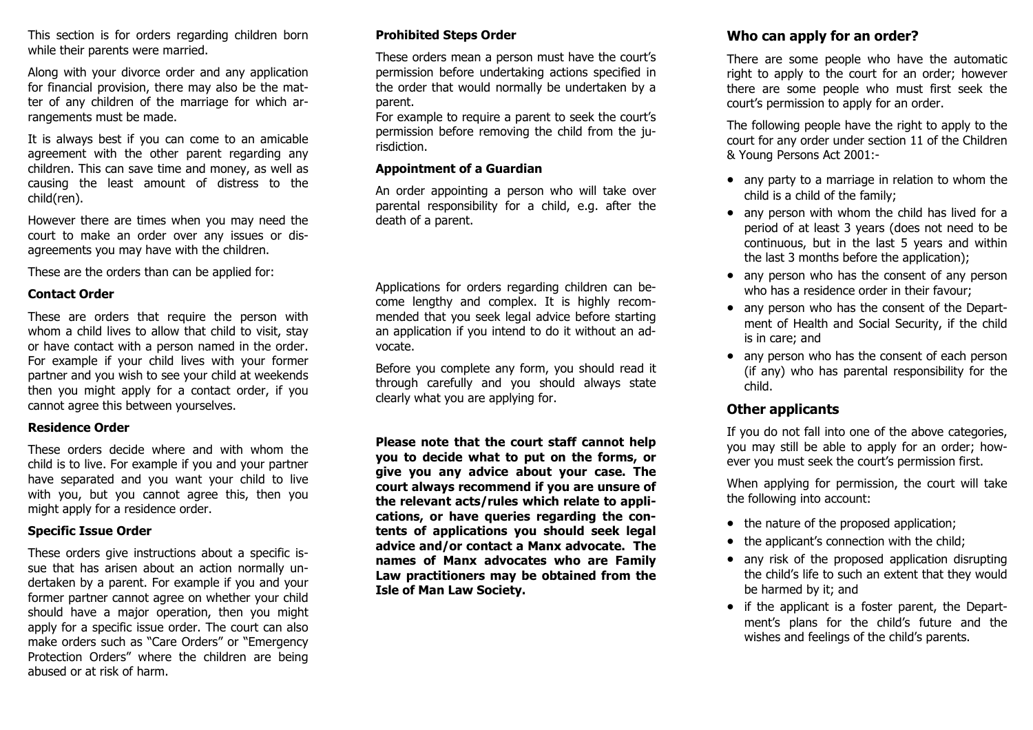This section is for orders regarding children born while their parents were married.

Along with your divorce order and any application for financial provision, there may also be the matter of any children of the marriage for which arrangements must be made.

It is always best if you can come to an amicable agreement with the other parent regarding any children. This can save time and money, as well as causing the least amount of distress to the child(ren).

However there are times when you may need the court to make an order over any issues or disagreements you may have with the children.

These are the orders than can be applied for:

**Contact Order**

These are orders that require the person with whom a child lives to allow that child to visit, stay or have contact with a person named in the order. For example if your child lives with your former partner and you wish to see your child at weekends then you might apply for a contact order, if you cannot agree this between yourselves.

**Residence Order**

These orders decide where and with whom the child is to live. For example if you and your partner have separated and you want your child to live with you, but you cannot agree this, then you might apply for a residence order.

**Specific Issue Order**

These orders give instructions about a specific issue that has arisen about an action normally undertaken by a parent. For example if you and your former partner cannot agree on whether your child should have a major operation, then you might apply for a specific issue order. The court can also make orders such as "Care Orders" or "Emergency Protection Orders" where the children are being abused or at risk of harm.

**Prohibited Steps Order**

These orders mean a person must have the court's permission before undertaking actions specified in the order that would normally be undertaken by a parent.
For example to require a parent to seek the court's permission before removing the child from the jurisdiction.

**Appointment of a Guardian**

An order appointing a person who will take over parental responsibility for a child, e.g. after the death of a parent.

Applications for orders regarding children can become lengthy and complex. It is highly recommended that you seek legal advice before starting an application if you intend to do it without an advocate.

Before you complete any form, you should read it through carefully and you should always state clearly what you are applying for.

**Please note that the court staff cannot help you to decide what to put on the forms, or give you any advice about your case. The court always recommend if you are unsure of the relevant acts/rules which relate to applications, or have queries regarding the contents of applications you should seek legal advice and/or contact a Manx advocate. The names of Manx advocates who are Family Law practitioners may be obtained from the Isle of Man Law Society.**

## Who can apply for an order?

There are some people who have the automatic right to apply to the court for an order; however there are some people who must first seek the court's permission to apply for an order.

The following people have the right to apply to the court for any order under section 11 of the Children & Young Persons Act 2001:-

- any party to a marriage in relation to whom the child is a child of the family;
- any person with whom the child has lived for a period of at least 3 years (does not need to be continuous, but in the last 5 years and within the last 3 months before the application);
- any person who has the consent of any person who has a residence order in their favour;
- any person who has the consent of the Department of Health and Social Security, if the child is in care; and
- any person who has the consent of each person (if any) who has parental responsibility for the child.

## Other applicants

If you do not fall into one of the above categories, you may still be able to apply for an order; however you must seek the court's permission first.

When applying for permission, the court will take the following into account:

- the nature of the proposed application;
- the applicant's connection with the child;
- any risk of the proposed application disrupting the child's life to such an extent that they would be harmed by it; and
- if the applicant is a foster parent, the Department's plans for the child's future and the wishes and feelings of the child's parents.